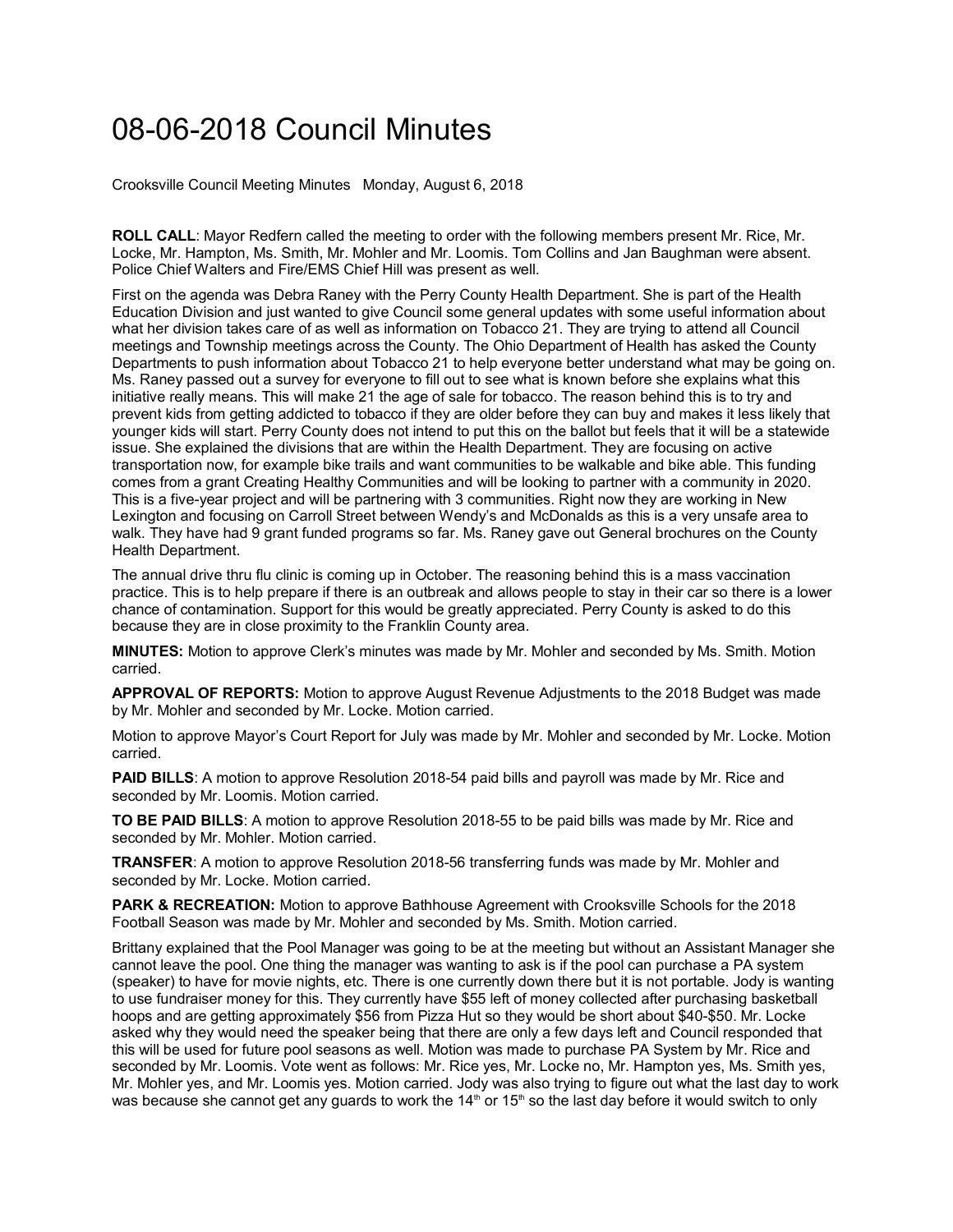# 08-06-2018 Council Minutes

Crooksville Council Meeting Minutes   Monday, August 6, 2018

**ROLL CALL**: Mayor Redfern called the meeting to order with the following members present Mr. Rice, Mr. Locke, Mr. Hampton, Ms. Smith, Mr. Mohler and Mr. Loomis. Tom Collins and Jan Baughman were absent. Police Chief Walters and Fire/EMS Chief Hill was present as well.

First on the agenda was Debra Raney with the Perry County Health Department. She is part of the Health Education Division and just wanted to give Council some general updates with some useful information about what her division takes care of as well as information on Tobacco 21. They are trying to attend all Council meetings and Township meetings across the County. The Ohio Department of Health has asked the County Departments to push information about Tobacco 21 to help everyone better understand what may be going on. Ms. Raney passed out a survey for everyone to fill out to see what is known before she explains what this initiative really means. This will make 21 the age of sale for tobacco. The reason behind this is to try and prevent kids from getting addicted to tobacco if they are older before they can buy and makes it less likely that younger kids will start. Perry County does not intend to put this on the ballot but feels that it will be a statewide issue. She explained the divisions that are within the Health Department. They are focusing on active transportation now, for example bike trails and want communities to be walkable and bike able. This funding comes from a grant Creating Healthy Communities and will be looking to partner with a community in 2020. This is a five-year project and will be partnering with 3 communities. Right now they are working in New Lexington and focusing on Carroll Street between Wendy's and McDonalds as this is a very unsafe area to walk. They have had 9 grant funded programs so far. Ms. Raney gave out General brochures on the County Health Department.

The annual drive thru flu clinic is coming up in October. The reasoning behind this is a mass vaccination practice. This is to help prepare if there is an outbreak and allows people to stay in their car so there is a lower chance of contamination. Support for this would be greatly appreciated. Perry County is asked to do this because they are in close proximity to the Franklin County area.

**MINUTES:** Motion to approve Clerk's minutes was made by Mr. Mohler and seconded by Ms. Smith. Motion carried.

**APPROVAL OF REPORTS:** Motion to approve August Revenue Adjustments to the 2018 Budget was made by Mr. Mohler and seconded by Mr. Locke. Motion carried.

Motion to approve Mayor's Court Report for July was made by Mr. Mohler and seconded by Mr. Locke. Motion carried.

**PAID BILLS**: A motion to approve Resolution 2018-54 paid bills and payroll was made by Mr. Rice and seconded by Mr. Loomis. Motion carried.

**TO BE PAID BILLS**: A motion to approve Resolution 2018-55 to be paid bills was made by Mr. Rice and seconded by Mr. Mohler. Motion carried.

**TRANSFER**: A motion to approve Resolution 2018-56 transferring funds was made by Mr. Mohler and seconded by Mr. Locke. Motion carried.

**PARK & RECREATION:** Motion to approve Bathhouse Agreement with Crooksville Schools for the 2018 Football Season was made by Mr. Mohler and seconded by Ms. Smith. Motion carried.

Brittany explained that the Pool Manager was going to be at the meeting but without an Assistant Manager she cannot leave the pool. One thing the manager was wanting to ask is if the pool can purchase a PA system (speaker) to have for movie nights, etc. There is one currently down there but it is not portable. Jody is wanting to use fundraiser money for this. They currently have $55 left of money collected after purchasing basketball hoops and are getting approximately $56 from Pizza Hut so they would be short about $40-$50. Mr. Locke asked why they would need the speaker being that there are only a few days left and Council responded that this will be used for future pool seasons as well. Motion was made to purchase PA System by Mr. Rice and seconded by Mr. Loomis. Vote went as follows: Mr. Rice yes, Mr. Locke no, Mr. Hampton yes, Ms. Smith yes, Mr. Mohler yes, and Mr. Loomis yes. Motion carried. Jody was also trying to figure out what the last day to work was because she cannot get any guards to work the 14th or 15th so the last day before it would switch to only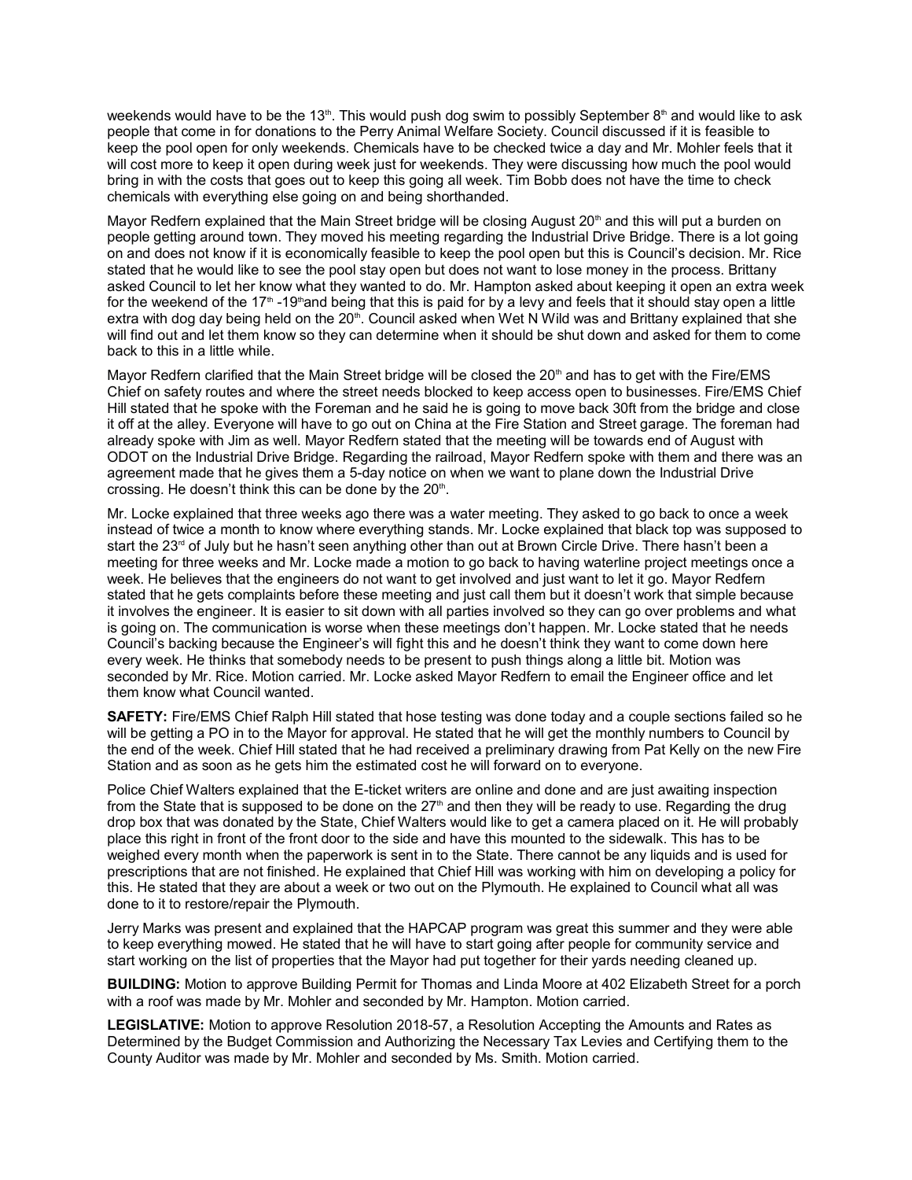weekends would have to be the 13th. This would push dog swim to possibly September 8th and would like to ask people that come in for donations to the Perry Animal Welfare Society. Council discussed if it is feasible to keep the pool open for only weekends. Chemicals have to be checked twice a day and Mr. Mohler feels that it will cost more to keep it open during week just for weekends. They were discussing how much the pool would bring in with the costs that goes out to keep this going all week. Tim Bobb does not have the time to check chemicals with everything else going on and being shorthanded.

Mayor Redfern explained that the Main Street bridge will be closing August 20th and this will put a burden on people getting around town. They moved his meeting regarding the Industrial Drive Bridge. There is a lot going on and does not know if it is economically feasible to keep the pool open but this is Council's decision. Mr. Rice stated that he would like to see the pool stay open but does not want to lose money in the process. Brittany asked Council to let her know what they wanted to do. Mr. Hampton asked about keeping it open an extra week for the weekend of the 17th -19th and being that this is paid for by a levy and feels that it should stay open a little extra with dog day being held on the 20th. Council asked when Wet N Wild was and Brittany explained that she will find out and let them know so they can determine when it should be shut down and asked for them to come back to this in a little while.

Mayor Redfern clarified that the Main Street bridge will be closed the 20th and has to get with the Fire/EMS Chief on safety routes and where the street needs blocked to keep access open to businesses. Fire/EMS Chief Hill stated that he spoke with the Foreman and he said he is going to move back 30ft from the bridge and close it off at the alley. Everyone will have to go out on China at the Fire Station and Street garage. The foreman had already spoke with Jim as well. Mayor Redfern stated that the meeting will be towards end of August with ODOT on the Industrial Drive Bridge. Regarding the railroad, Mayor Redfern spoke with them and there was an agreement made that he gives them a 5-day notice on when we want to plane down the Industrial Drive crossing. He doesn't think this can be done by the 20th.

Mr. Locke explained that three weeks ago there was a water meeting. They asked to go back to once a week instead of twice a month to know where everything stands. Mr. Locke explained that black top was supposed to start the 23rd of July but he hasn't seen anything other than out at Brown Circle Drive. There hasn't been a meeting for three weeks and Mr. Locke made a motion to go back to having waterline project meetings once a week. He believes that the engineers do not want to get involved and just want to let it go. Mayor Redfern stated that he gets complaints before these meeting and just call them but it doesn't work that simple because it involves the engineer. It is easier to sit down with all parties involved so they can go over problems and what is going on. The communication is worse when these meetings don't happen. Mr. Locke stated that he needs Council's backing because the Engineer's will fight this and he doesn't think they want to come down here every week. He thinks that somebody needs to be present to push things along a little bit. Motion was seconded by Mr. Rice. Motion carried. Mr. Locke asked Mayor Redfern to email the Engineer office and let them know what Council wanted.

**SAFETY:** Fire/EMS Chief Ralph Hill stated that hose testing was done today and a couple sections failed so he will be getting a PO in to the Mayor for approval. He stated that he will get the monthly numbers to Council by the end of the week. Chief Hill stated that he had received a preliminary drawing from Pat Kelly on the new Fire Station and as soon as he gets him the estimated cost he will forward on to everyone.

Police Chief Walters explained that the E-ticket writers are online and done and are just awaiting inspection from the State that is supposed to be done on the 27th and then they will be ready to use. Regarding the drug drop box that was donated by the State, Chief Walters would like to get a camera placed on it. He will probably place this right in front of the front door to the side and have this mounted to the sidewalk. This has to be weighed every month when the paperwork is sent in to the State. There cannot be any liquids and is used for prescriptions that are not finished. He explained that Chief Hill was working with him on developing a policy for this. He stated that they are about a week or two out on the Plymouth. He explained to Council what all was done to it to restore/repair the Plymouth.

Jerry Marks was present and explained that the HAPCAP program was great this summer and they were able to keep everything mowed. He stated that he will have to start going after people for community service and start working on the list of properties that the Mayor had put together for their yards needing cleaned up.

**BUILDING:** Motion to approve Building Permit for Thomas and Linda Moore at 402 Elizabeth Street for a porch with a roof was made by Mr. Mohler and seconded by Mr. Hampton. Motion carried.

**LEGISLATIVE:** Motion to approve Resolution 2018-57, a Resolution Accepting the Amounts and Rates as Determined by the Budget Commission and Authorizing the Necessary Tax Levies and Certifying them to the County Auditor was made by Mr. Mohler and seconded by Ms. Smith. Motion carried.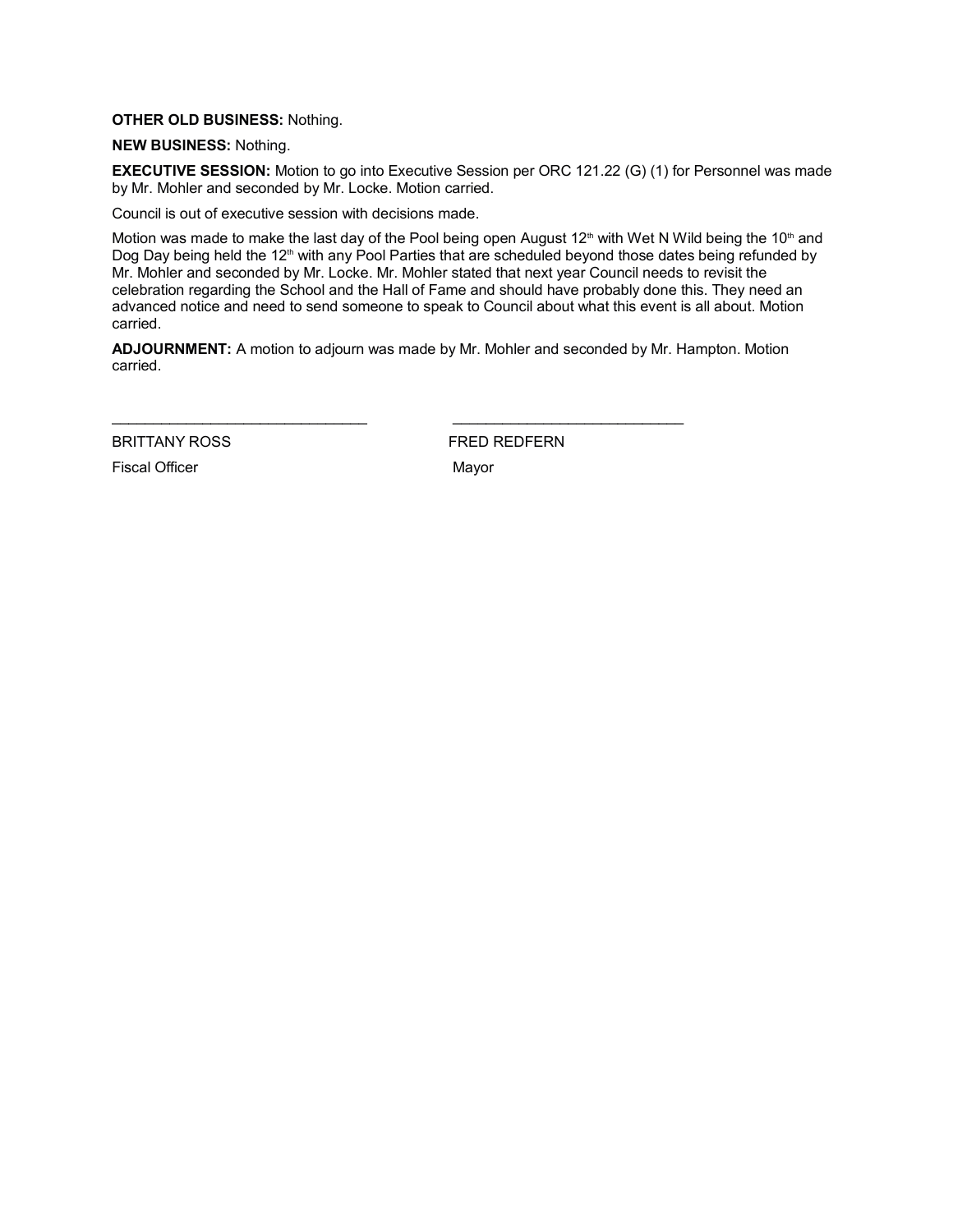**OTHER OLD BUSINESS:** Nothing.

**NEW BUSINESS:** Nothing.

**EXECUTIVE SESSION:** Motion to go into Executive Session per ORC 121.22 (G) (1) for Personnel was made by Mr. Mohler and seconded by Mr. Locke. Motion carried.

Council is out of executive session with decisions made.

Motion was made to make the last day of the Pool being open August 12th with Wet N Wild being the 10th and Dog Day being held the 12th with any Pool Parties that are scheduled beyond those dates being refunded by Mr. Mohler and seconded by Mr. Locke. Mr. Mohler stated that next year Council needs to revisit the celebration regarding the School and the Hall of Fame and should have probably done this. They need an advanced notice and need to send someone to speak to Council about what this event is all about. Motion carried.

**ADJOURNMENT:** A motion to adjourn was made by Mr. Mohler and seconded by Mr. Hampton. Motion carried.

| | |
|---|---|
| \_\_\_\_\_\_\_\_\_\_\_\_\_\_\_\_\_\_\_\_\_\_\_\_\_\_\_\_\_\_ | \_\_\_\_\_\_\_\_\_\_\_\_\_\_\_\_\_\_\_\_\_\_\_\_\_\_\_\_\_\_ |
| BRITTANY ROSS | FRED REDFERN |
| Fiscal Officer | Mayor |